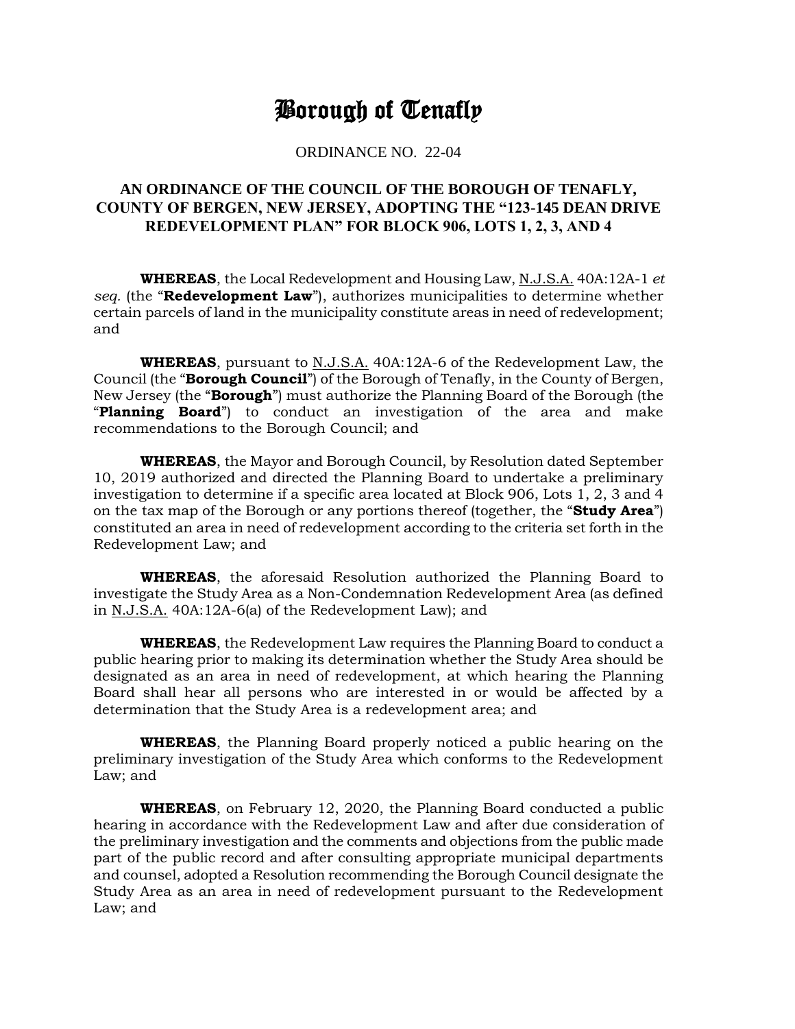# Borough of Tenafly

ORDINANCE NO. 22-04

## AN ORDINANCE OF THE COUNCIL OF THE BOROUGH OF TENAFLY, COUNTY OF BERGEN, NEW JERSEY, ADOPTING THE "123-145 DEAN DRIVE REDEVELOPMENT PLAN" FOR BLOCK 906, LOTS 1, 2, 3, AND 4

**WHEREAS**, the Local Redevelopment and Housing Law, N.J.S.A. 40A:12A-1 *et seq.* (the "**Redevelopment Law**"), authorizes municipalities to determine whether certain parcels of land in the municipality constitute areas in need of redevelopment; and

**WHEREAS**, pursuant to N.J.S.A. 40A:12A-6 of the Redevelopment Law, the Council (the "**Borough Council**") of the Borough of Tenafly, in the County of Bergen, New Jersey (the "**Borough**") must authorize the Planning Board of the Borough (the "**Planning Board**") to conduct an investigation of the area and make recommendations to the Borough Council; and

**WHEREAS**, the Mayor and Borough Council, by Resolution dated September 10, 2019 authorized and directed the Planning Board to undertake a preliminary investigation to determine if a specific area located at Block 906, Lots 1, 2, 3 and 4 on the tax map of the Borough or any portions thereof (together, the "**Study Area**") constituted an area in need of redevelopment according to the criteria set forth in the Redevelopment Law; and

**WHEREAS**, the aforesaid Resolution authorized the Planning Board to investigate the Study Area as a Non-Condemnation Redevelopment Area (as defined in N.J.S.A. 40A:12A-6(a) of the Redevelopment Law); and

**WHEREAS**, the Redevelopment Law requires the Planning Board to conduct a public hearing prior to making its determination whether the Study Area should be designated as an area in need of redevelopment, at which hearing the Planning Board shall hear all persons who are interested in or would be affected by a determination that the Study Area is a redevelopment area; and

**WHEREAS**, the Planning Board properly noticed a public hearing on the preliminary investigation of the Study Area which conforms to the Redevelopment Law; and

**WHEREAS**, on February 12, 2020, the Planning Board conducted a public hearing in accordance with the Redevelopment Law and after due consideration of the preliminary investigation and the comments and objections from the public made part of the public record and after consulting appropriate municipal departments and counsel, adopted a Resolution recommending the Borough Council designate the Study Area as an area in need of redevelopment pursuant to the Redevelopment Law; and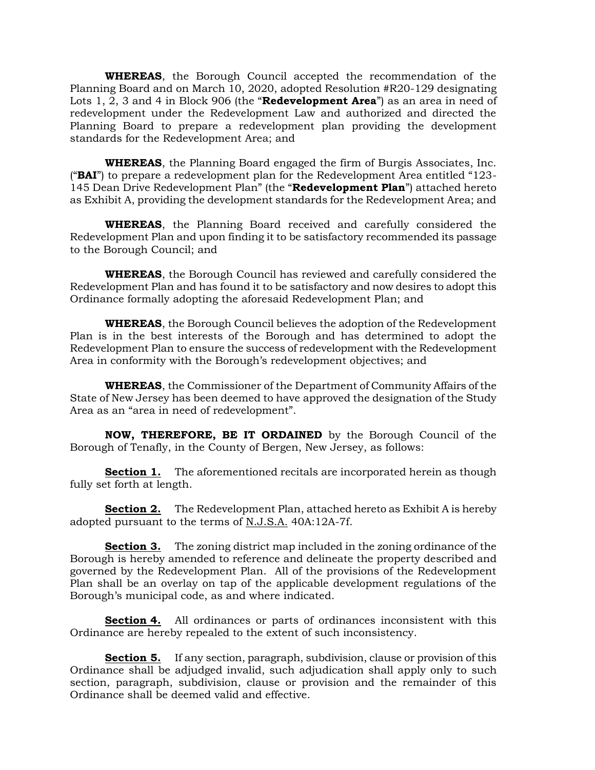**WHEREAS**, the Borough Council accepted the recommendation of the Planning Board and on March 10, 2020, adopted Resolution #R20-129 designating Lots 1, 2, 3 and 4 in Block 906 (the "**Redevelopment Area**") as an area in need of redevelopment under the Redevelopment Law and authorized and directed the Planning Board to prepare a redevelopment plan providing the development standards for the Redevelopment Area; and

**WHEREAS**, the Planning Board engaged the firm of Burgis Associates, Inc. ("**BAI**") to prepare a redevelopment plan for the Redevelopment Area entitled "123-145 Dean Drive Redevelopment Plan" (the "**Redevelopment Plan**") attached hereto as Exhibit A, providing the development standards for the Redevelopment Area; and

**WHEREAS**, the Planning Board received and carefully considered the Redevelopment Plan and upon finding it to be satisfactory recommended its passage to the Borough Council; and

**WHEREAS**, the Borough Council has reviewed and carefully considered the Redevelopment Plan and has found it to be satisfactory and now desires to adopt this Ordinance formally adopting the aforesaid Redevelopment Plan; and

**WHEREAS**, the Borough Council believes the adoption of the Redevelopment Plan is in the best interests of the Borough and has determined to adopt the Redevelopment Plan to ensure the success of redevelopment with the Redevelopment Area in conformity with the Borough's redevelopment objectives; and

**WHEREAS**, the Commissioner of the Department of Community Affairs of the State of New Jersey has been deemed to have approved the designation of the Study Area as an "area in need of redevelopment".

**NOW, THEREFORE, BE IT ORDAINED** by the Borough Council of the Borough of Tenafly, in the County of Bergen, New Jersey, as follows:

**Section 1.** The aforementioned recitals are incorporated herein as though fully set forth at length.

**Section 2.** The Redevelopment Plan, attached hereto as Exhibit A is hereby adopted pursuant to the terms of N.J.S.A. 40A:12A-7f.

**Section 3.** The zoning district map included in the zoning ordinance of the Borough is hereby amended to reference and delineate the property described and governed by the Redevelopment Plan. All of the provisions of the Redevelopment Plan shall be an overlay on tap of the applicable development regulations of the Borough's municipal code, as and where indicated.

**Section 4.** All ordinances or parts of ordinances inconsistent with this Ordinance are hereby repealed to the extent of such inconsistency.

**Section 5.** If any section, paragraph, subdivision, clause or provision of this Ordinance shall be adjudged invalid, such adjudication shall apply only to such section, paragraph, subdivision, clause or provision and the remainder of this Ordinance shall be deemed valid and effective.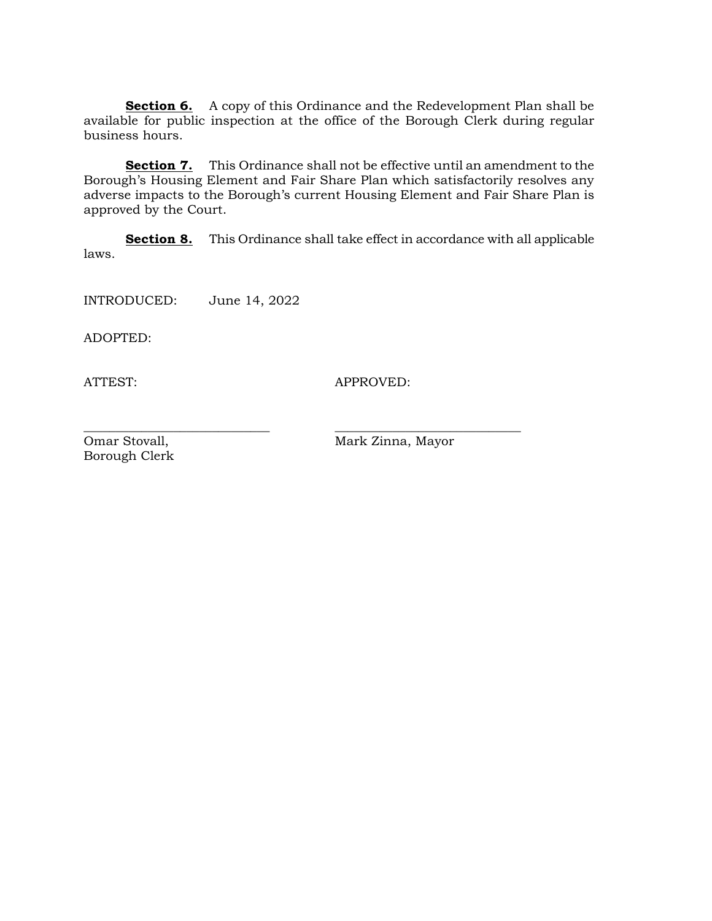**Section 6.** A copy of this Ordinance and the Redevelopment Plan shall be available for public inspection at the office of the Borough Clerk during regular business hours.

**Section 7.** This Ordinance shall not be effective until an amendment to the Borough's Housing Element and Fair Share Plan which satisfactorily resolves any adverse impacts to the Borough's current Housing Element and Fair Share Plan is approved by the Court.

**Section 8.** This Ordinance shall take effect in accordance with all applicable laws.

INTRODUCED: June 14, 2022

ADOPTED:

| | |
|---|---|
| ATTEST: | APPROVED: |
| ___________________________ | ___________________________ |
| Omar Stovall, Borough Clerk | Mark Zinna, Mayor |